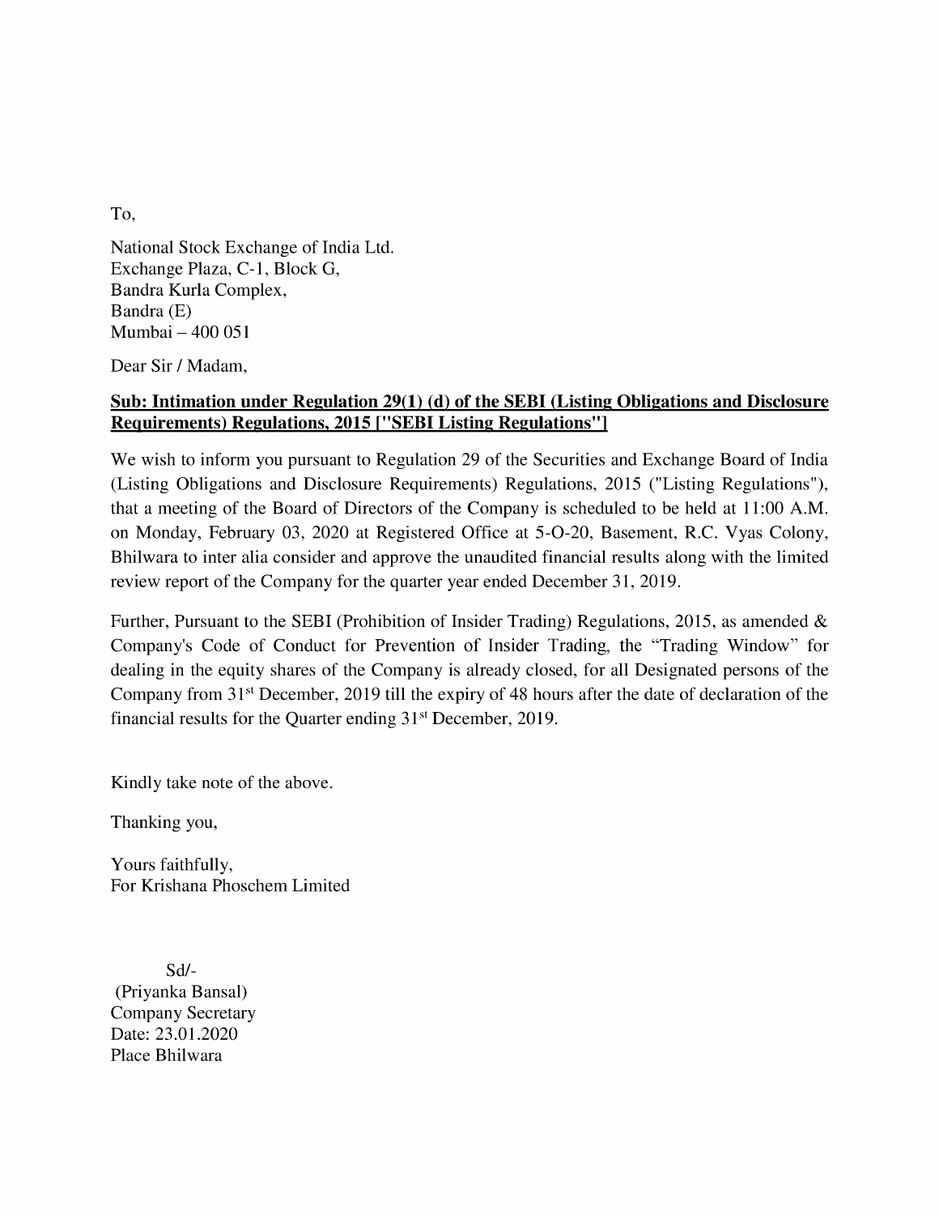To,

National Stock Exchange of India Ltd.
Exchange Plaza, C-1, Block G,
Bandra Kurla Complex,
Bandra (E)
Mumbai – 400 051

Dear Sir / Madam,

**Sub: Intimation under Regulation 29(1) (d) of the SEBI (Listing Obligations and Disclosure Requirements) Regulations, 2015 ["SEBI Listing Regulations"]**

We wish to inform you pursuant to Regulation 29 of the Securities and Exchange Board of India (Listing Obligations and Disclosure Requirements) Regulations, 2015 ("Listing Regulations"), that a meeting of the Board of Directors of the Company is scheduled to be held at 11:00 A.M. on Monday, February 03, 2020 at Registered Office at 5-O-20, Basement, R.C. Vyas Colony, Bhilwara to inter alia consider and approve the unaudited financial results along with the limited review report of the Company for the quarter year ended December 31, 2019.

Further, Pursuant to the SEBI (Prohibition of Insider Trading) Regulations, 2015, as amended & Company's Code of Conduct for Prevention of Insider Trading, the "Trading Window" for dealing in the equity shares of the Company is already closed, for all Designated persons of the Company from 31st December, 2019 till the expiry of 48 hours after the date of declaration of the financial results for the Quarter ending 31st December, 2019.

Kindly take note of the above.

Thanking you,

Yours faithfully,
For Krishana Phoschem Limited

Sd/-
(Priyanka Bansal)
Company Secretary
Date: 23.01.2020
Place Bhilwara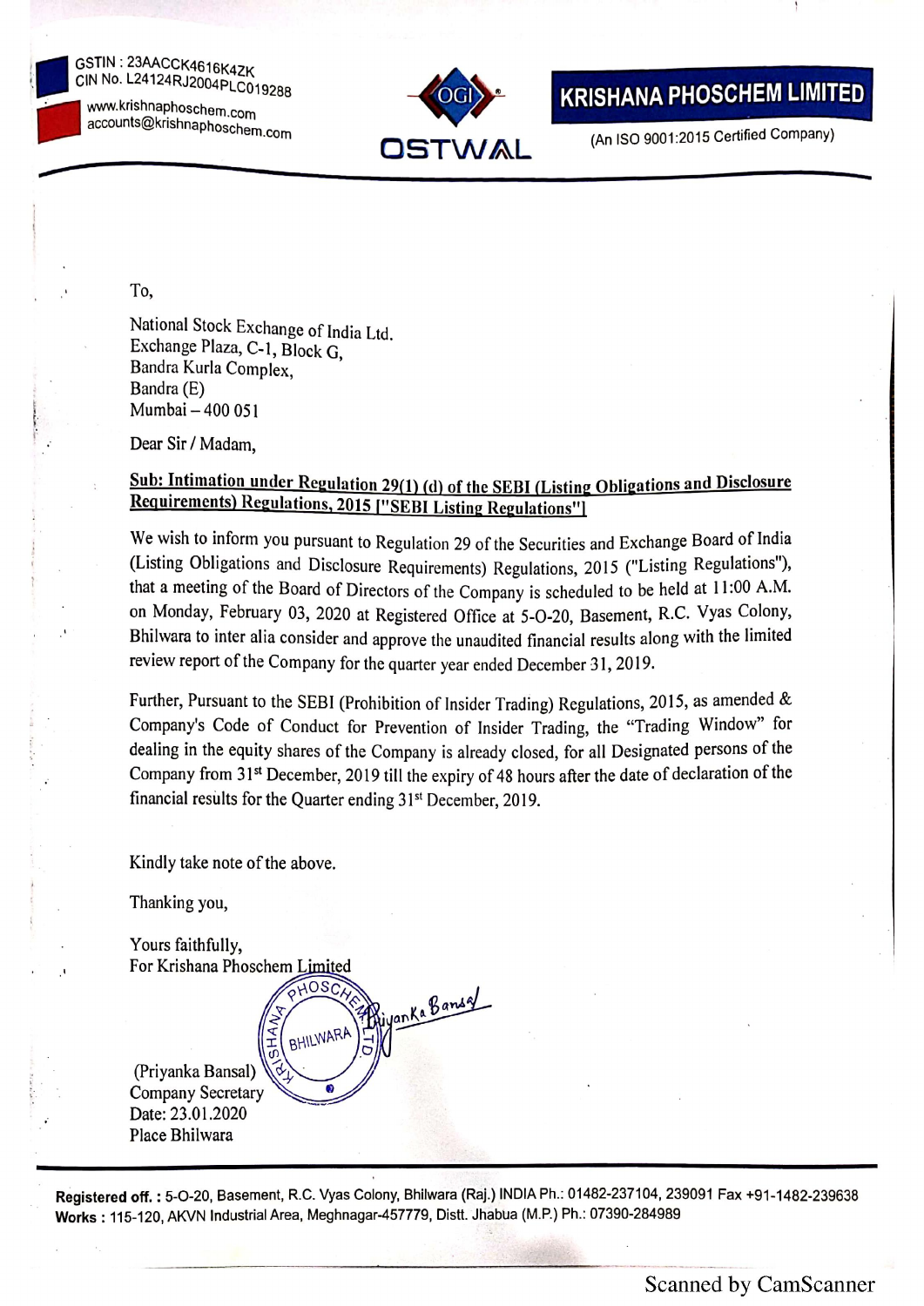GSTIN : 23AACCK4616K4ZK
CIN No. L24124RJ2004PLC019288
www.krishnaphoschem.com
accounts@krishnaphoschem.com

OGI OSTWAL

**KRISHANA PHOSCHEM LIMITED**

(An ISO 9001:2015 Certified Company)

To,

National Stock Exchange of India Ltd.
Exchange Plaza, C-1, Block G,
Bandra Kurla Complex,
Bandra (E)
Mumbai – 400 051

Dear Sir / Madam,

**Sub: Intimation under Regulation 29(1) (d) of the SEBI (Listing Obligations and Disclosure Requirements) Regulations, 2015 ["SEBI Listing Regulations"]**

We wish to inform you pursuant to Regulation 29 of the Securities and Exchange Board of India (Listing Obligations and Disclosure Requirements) Regulations, 2015 ("Listing Regulations"), that a meeting of the Board of Directors of the Company is scheduled to be held at 11:00 A.M. on Monday, February 03, 2020 at Registered Office at 5-O-20, Basement, R.C. Vyas Colony, Bhilwara to inter alia consider and approve the unaudited financial results along with the limited review report of the Company for the quarter year ended December 31, 2019.

Further, Pursuant to the SEBI (Prohibition of Insider Trading) Regulations, 2015, as amended & Company's Code of Conduct for Prevention of Insider Trading, the "Trading Window" for dealing in the equity shares of the Company is already closed, for all Designated persons of the Company from 31st December, 2019 till the expiry of 48 hours after the date of declaration of the financial results for the Quarter ending 31st December, 2019.

Kindly take note of the above.

Thanking you,

Yours faithfully,
For Krishana Phoschem Limited

(Priyanka Bansal)
Company Secretary
Date: 23.01.2020
Place Bhilwara

**Registered off. :** 5-O-20, Basement, R.C. Vyas Colony, Bhilwara (Raj.) INDIA Ph.: 01482-237104, 239091 Fax +91-1482-239638
**Works :** 115-120, AKVN Industrial Area, Meghnagar-457779, Distt. Jhabua (M.P.) Ph.: 07390-284989